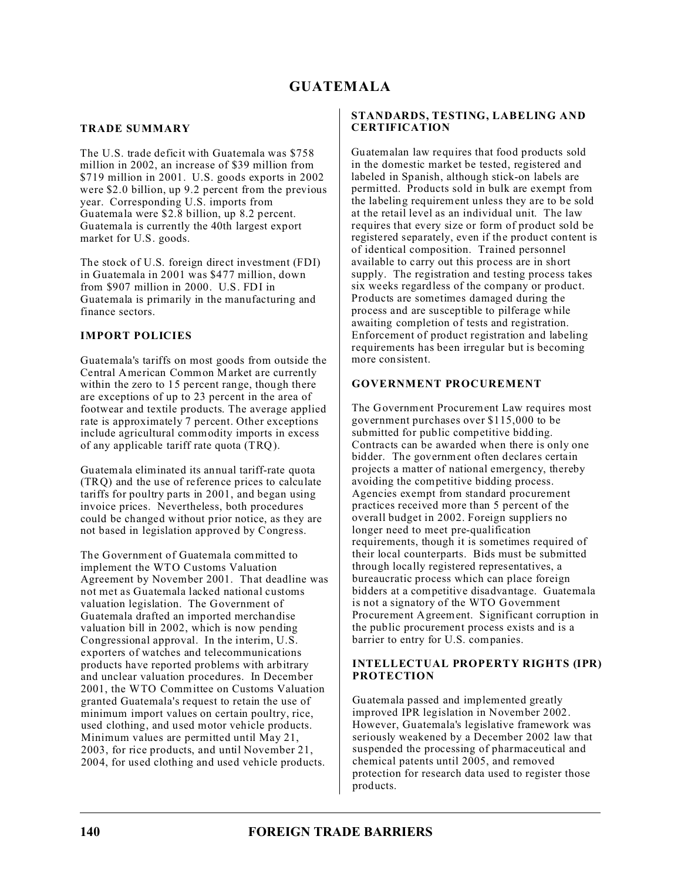# GUATEMALA

## TRADE SUMMARY

The U.S. trade deficit with Guatemala was $758 million in 2002, an increase of $39 million from $719 million in 2001. U.S. goods exports in 2002 were $2.0 billion, up 9.2 percent from the previous year. Corresponding U.S. imports from Guatemala were $2.8 billion, up 8.2 percent. Guatemala is currently the 40th largest export market for U.S. goods.

The stock of U.S. foreign direct investment (FDI) in Guatemala in 2001 was $477 million, down from $907 million in 2000. U.S. FDI in Guatemala is primarily in the manufacturing and finance sectors.

## IMPORT POLICIES

Guatemala's tariffs on most goods from outside the Central American Common Market are currently within the zero to 15 percent range, though there are exceptions of up to 23 percent in the area of footwear and textile products. The average applied rate is approximately 7 percent. Other exceptions include agricultural commodity imports in excess of any applicable tariff rate quota (TRQ).

Guatemala eliminated its annual tariff-rate quota (TRQ) and the use of reference prices to calculate tariffs for poultry parts in 2001, and began using invoice prices. Nevertheless, both procedures could be changed without prior notice, as they are not based in legislation approved by Congress.

The Government of Guatemala committed to implement the WTO Customs Valuation Agreement by November 2001. That deadline was not met as Guatemala lacked national customs valuation legislation. The Government of Guatemala drafted an imported merchandise valuation bill in 2002, which is now pending Congressional approval. In the interim, U.S. exporters of watches and telecommunications products have reported problems with arbitrary and unclear valuation procedures. In December 2001, the WTO Committee on Customs Valuation granted Guatemala's request to retain the use of minimum import values on certain poultry, rice, used clothing, and used motor vehicle products. Minimum values are permitted until May 21, 2003, for rice products, and until November 21, 2004, for used clothing and used vehicle products.

## STANDARDS, TESTING, LABELING AND CERTIFICATION

Guatemalan law requires that food products sold in the domestic market be tested, registered and labeled in Spanish, although stick-on labels are permitted. Products sold in bulk are exempt from the labeling requirement unless they are to be sold at the retail level as an individual unit. The law requires that every size or form of product sold be registered separately, even if the product content is of identical composition. Trained personnel available to carry out this process are in short supply. The registration and testing process takes six weeks regardless of the company or product. Products are sometimes damaged during the process and are susceptible to pilferage while awaiting completion of tests and registration. Enforcement of product registration and labeling requirements has been irregular but is becoming more consistent.

## GOVERNMENT PROCUREMENT

The Government Procurement Law requires most government purchases over $115,000 to be submitted for public competitive bidding. Contracts can be awarded when there is only one bidder. The government often declares certain projects a matter of national emergency, thereby avoiding the competitive bidding process. Agencies exempt from standard procurement practices received more than 5 percent of the overall budget in 2002. Foreign suppliers no longer need to meet pre-qualification requirements, though it is sometimes required of their local counterparts. Bids must be submitted through locally registered representatives, a bureaucratic process which can place foreign bidders at a competitive disadvantage. Guatemala is not a signatory of the WTO Government Procurement Agreement. Significant corruption in the public procurement process exists and is a barrier to entry for U.S. companies.

## INTELLECTUAL PROPERTY RIGHTS (IPR) PROTECTION

Guatemala passed and implemented greatly improved IPR legislation in November 2002. However, Guatemala's legislative framework was seriously weakened by a December 2002 law that suspended the processing of pharmaceutical and chemical patents until 2005, and removed protection for research data used to register those products.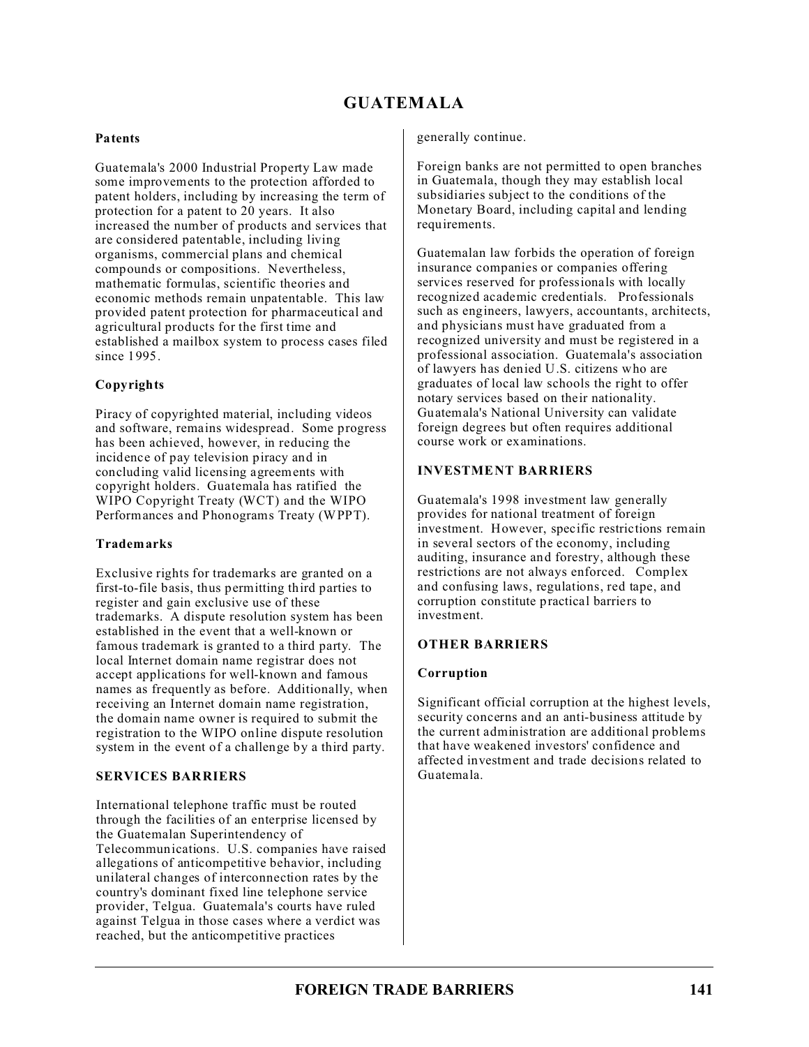# GUATEMALA

### Patents

Guatemala's 2000 Industrial Property Law made some improvements to the protection afforded to patent holders, including by increasing the term of protection for a patent to 20 years. It also increased the number of products and services that are considered patentable, including living organisms, commercial plans and chemical compounds or compositions. Nevertheless, mathematic formulas, scientific theories and economic methods remain unpatentable. This law provided patent protection for pharmaceutical and agricultural products for the first time and established a mailbox system to process cases filed since 1995.

### Copyrights

Piracy of copyrighted material, including videos and software, remains widespread. Some progress has been achieved, however, in reducing the incidence of pay television piracy and in concluding valid licensing agreements with copyright holders. Guatemala has ratified the WIPO Copyright Treaty (WCT) and the WIPO Performances and Phonograms Treaty (WPPT).

### Trademarks

Exclusive rights for trademarks are granted on a first-to-file basis, thus permitting third parties to register and gain exclusive use of these trademarks. A dispute resolution system has been established in the event that a well-known or famous trademark is granted to a third party. The local Internet domain name registrar does not accept applications for well-known and famous names as frequently as before. Additionally, when receiving an Internet domain name registration, the domain name owner is required to submit the registration to the WIPO online dispute resolution system in the event of a challenge by a third party.

## SERVICES BARRIERS

International telephone traffic must be routed through the facilities of an enterprise licensed by the Guatemalan Superintendency of Telecommunications. U.S. companies have raised allegations of anticompetitive behavior, including unilateral changes of interconnection rates by the country's dominant fixed line telephone service provider, Telgua. Guatemala's courts have ruled against Telgua in those cases where a verdict was reached, but the anticompetitive practices generally continue.

Foreign banks are not permitted to open branches in Guatemala, though they may establish local subsidiaries subject to the conditions of the Monetary Board, including capital and lending requirements.

Guatemalan law forbids the operation of foreign insurance companies or companies offering services reserved for professionals with locally recognized academic credentials. Professionals such as engineers, lawyers, accountants, architects, and physicians must have graduated from a recognized university and must be registered in a professional association. Guatemala's association of lawyers has denied U.S. citizens who are graduates of local law schools the right to offer notary services based on their nationality. Guatemala's National University can validate foreign degrees but often requires additional course work or examinations.

## INVESTMENT BARRIERS

Guatemala's 1998 investment law generally provides for national treatment of foreign investment. However, specific restrictions remain in several sectors of the economy, including auditing, insurance and forestry, although these restrictions are not always enforced. Complex and confusing laws, regulations, red tape, and corruption constitute practical barriers to investment.

## OTHER BARRIERS

### Corruption

Significant official corruption at the highest levels, security concerns and an anti-business attitude by the current administration are additional problems that have weakened investors' confidence and affected investment and trade decisions related to Guatemala.